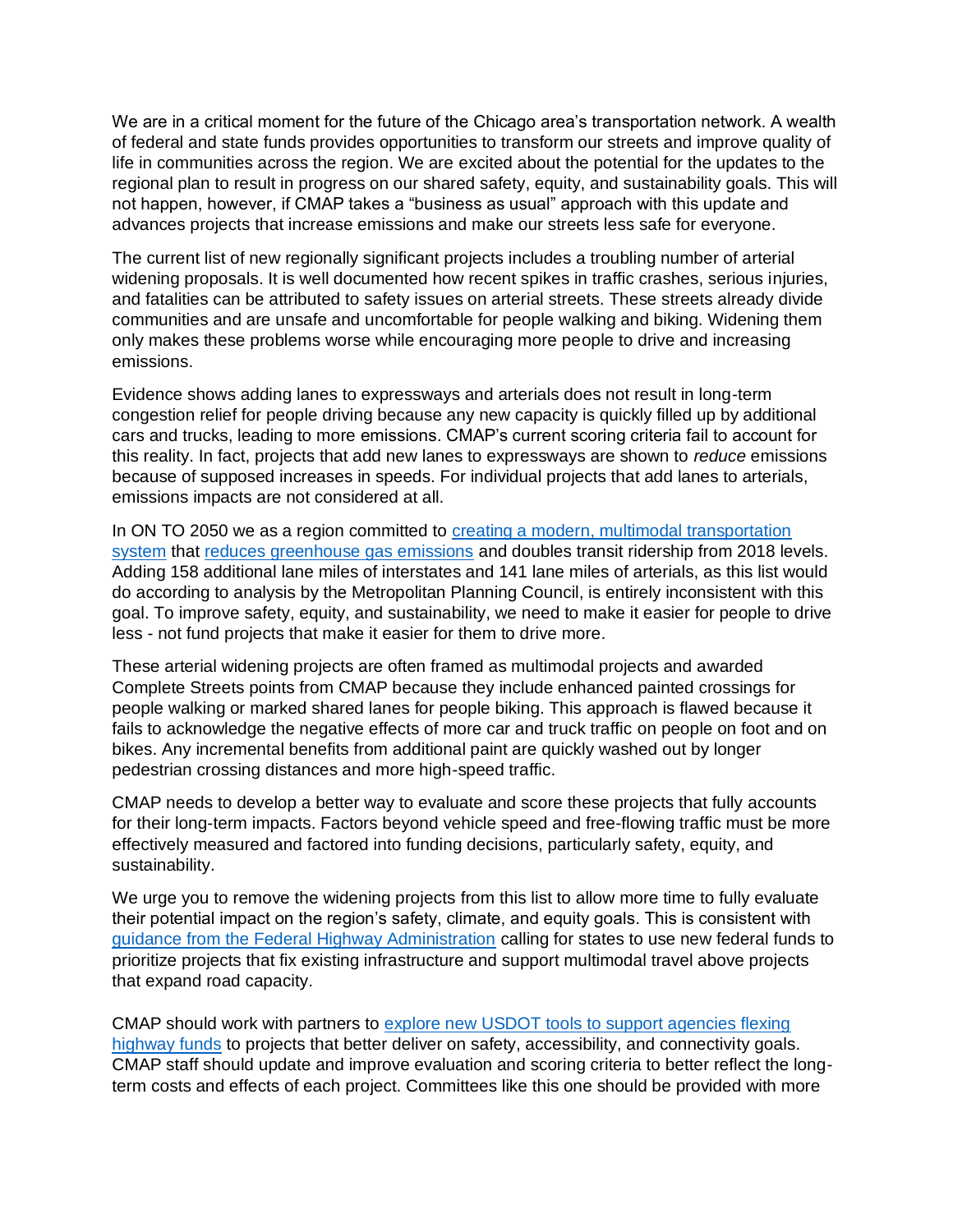We are in a critical moment for the future of the Chicago area's transportation network. A wealth of federal and state funds provides opportunities to transform our streets and improve quality of life in communities across the region. We are excited about the potential for the updates to the regional plan to result in progress on our shared safety, equity, and sustainability goals. This will not happen, however, if CMAP takes a "business as usual" approach with this update and advances projects that increase emissions and make our streets less safe for everyone.

The current list of new regionally significant projects includes a troubling number of arterial widening proposals. It is well documented how recent spikes in traffic crashes, serious injuries, and fatalities can be attributed to safety issues on arterial streets. These streets already divide communities and are unsafe and uncomfortable for people walking and biking. Widening them only makes these problems worse while encouraging more people to drive and increasing emissions.

Evidence shows adding lanes to expressways and arterials does not result in long-term congestion relief for people driving because any new capacity is quickly filled up by additional cars and trucks, leading to more emissions. CMAP's current scoring criteria fail to account for this reality. In fact, projects that add new lanes to expressways are shown to *reduce* emissions because of supposed increases in speeds. For individual projects that add lanes to arterials, emissions impacts are not considered at all.

In ON TO 2050 we as a region committed to creating a modern, multimodal transportation system that reduces greenhouse gas emissions and doubles transit ridership from 2018 levels. Adding 158 additional lane miles of interstates and 141 lane miles of arterials, as this list would do according to analysis by the Metropolitan Planning Council, is entirely inconsistent with this goal. To improve safety, equity, and sustainability, we need to make it easier for people to drive less - not fund projects that make it easier for them to drive more.

These arterial widening projects are often framed as multimodal projects and awarded Complete Streets points from CMAP because they include enhanced painted crossings for people walking or marked shared lanes for people biking. This approach is flawed because it fails to acknowledge the negative effects of more car and truck traffic on people on foot and on bikes. Any incremental benefits from additional paint are quickly washed out by longer pedestrian crossing distances and more high-speed traffic.

CMAP needs to develop a better way to evaluate and score these projects that fully accounts for their long-term impacts. Factors beyond vehicle speed and free-flowing traffic must be more effectively measured and factored into funding decisions, particularly safety, equity, and sustainability.

We urge you to remove the widening projects from this list to allow more time to fully evaluate their potential impact on the region's safety, climate, and equity goals. This is consistent with guidance from the Federal Highway Administration calling for states to use new federal funds to prioritize projects that fix existing infrastructure and support multimodal travel above projects that expand road capacity.

CMAP should work with partners to explore new USDOT tools to support agencies flexing highway funds to projects that better deliver on safety, accessibility, and connectivity goals. CMAP staff should update and improve evaluation and scoring criteria to better reflect the long-term costs and effects of each project. Committees like this one should be provided with more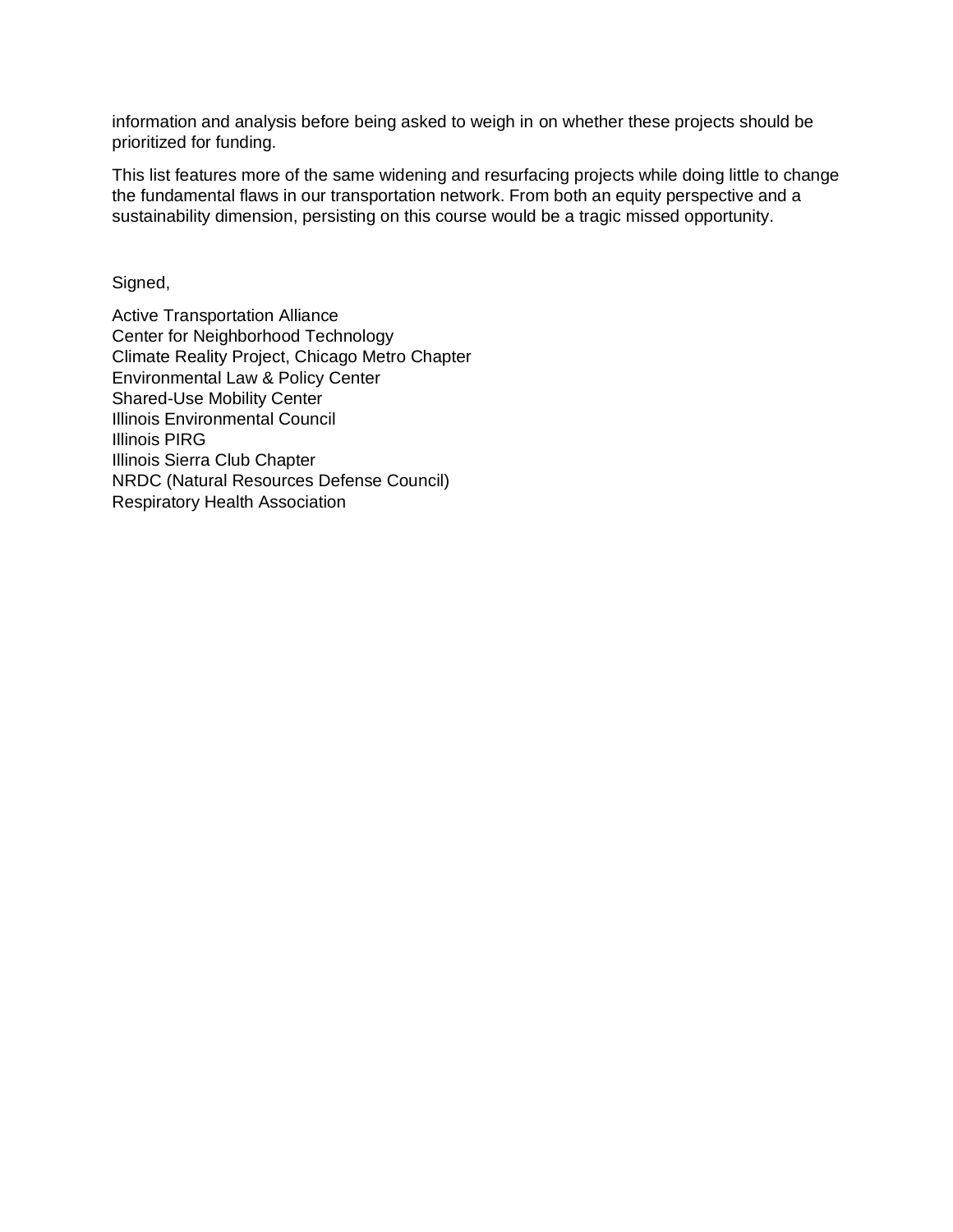information and analysis before being asked to weigh in on whether these projects should be prioritized for funding.

This list features more of the same widening and resurfacing projects while doing little to change the fundamental flaws in our transportation network. From both an equity perspective and a sustainability dimension, persisting on this course would be a tragic missed opportunity.

Signed,

Active Transportation Alliance  
Center for Neighborhood Technology  
Climate Reality Project, Chicago Metro Chapter  
Environmental Law & Policy Center  
Shared-Use Mobility Center  
Illinois Environmental Council  
Illinois PIRG  
Illinois Sierra Club Chapter  
NRDC (Natural Resources Defense Council)  
Respiratory Health Association